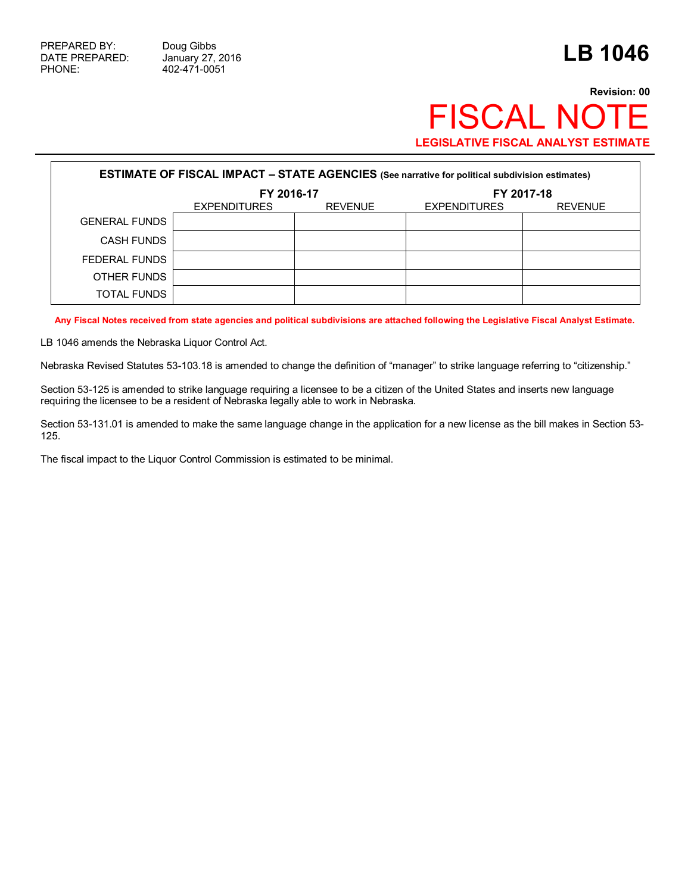PREPARED BY: Doug Gibbs
DATE PREPARED: January 27, 2016
PHONE: 402-471-0051

# LB 1046

**Revision: 00**

# FISCAL NOTE

**LEGISLATIVE FISCAL ANALYST ESTIMATE**

**ESTIMATE OF FISCAL IMPACT – STATE AGENCIES (See narrative for political subdivision estimates)**

| | FY 2016-17 | | FY 2017-18 | |
|---|---|---|---|---|
| | EXPENDITURES | REVENUE | EXPENDITURES | REVENUE |
| GENERAL FUNDS | | | | |
| CASH FUNDS | | | | |
| FEDERAL FUNDS | | | | |
| OTHER FUNDS | | | | |
| TOTAL FUNDS | | | | |

**Any Fiscal Notes received from state agencies and political subdivisions are attached following the Legislative Fiscal Analyst Estimate.**

LB 1046 amends the Nebraska Liquor Control Act.

Nebraska Revised Statutes 53-103.18 is amended to change the definition of "manager" to strike language referring to "citizenship."

Section 53-125 is amended to strike language requiring a licensee to be a citizen of the United States and inserts new language requiring the licensee to be a resident of Nebraska legally able to work in Nebraska.

Section 53-131.01 is amended to make the same language change in the application for a new license as the bill makes in Section 53-125.

The fiscal impact to the Liquor Control Commission is estimated to be minimal.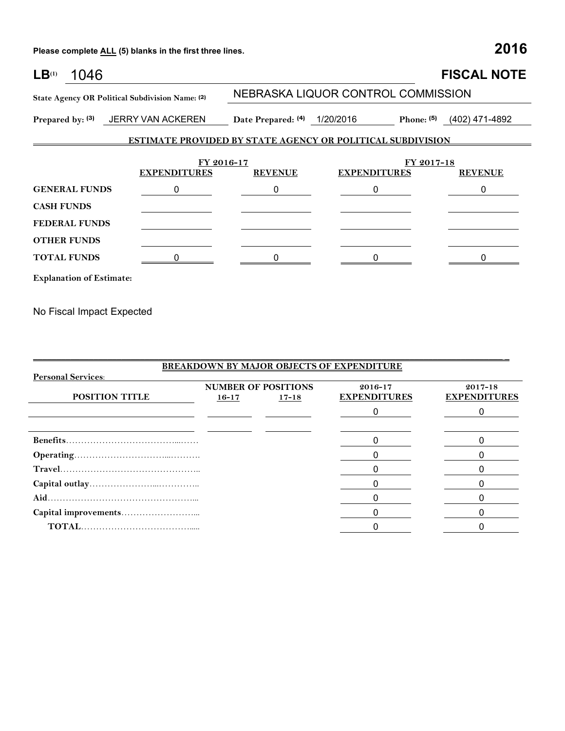Please complete ALL (5) blanks in the first three lines. **2016**

# LB[1] 1046 — FISCAL NOTE

**State Agency OR Political Subdivision Name:** [2] NEBRASKA LIQUOR CONTROL COMMISSION

**Prepared by:** [3] JERRY VAN ACKEREN **Date Prepared:** [4] 1/20/2016 **Phone:** [5] (402) 471-4892

## ESTIMATE PROVIDED BY STATE AGENCY OR POLITICAL SUBDIVISION

| | FY 2016-17 | | FY 2017-18 | |
|---|---|---|---|---|
| | **EXPENDITURES** | **REVENUE** | **EXPENDITURES** | **REVENUE** |
| **GENERAL FUNDS** | 0 | 0 | 0 | 0 |
| **CASH FUNDS** | | | | |
| **FEDERAL FUNDS** | | | | |
| **OTHER FUNDS** | | | | |
| **TOTAL FUNDS** | 0 | 0 | 0 | 0 |

**Explanation of Estimate:**

No Fiscal Impact Expected

## BREAKDOWN BY MAJOR OBJECTS OF EXPENDITURE

**Personal Services:**

| POSITION TITLE | NUMBER OF POSITIONS 16-17 | NUMBER OF POSITIONS 17-18 | 2016-17 EXPENDITURES | 2017-18 EXPENDITURES |
|---|---|---|---|---|
| | | | 0 | 0 |
| | | | | |
| **Benefits** | | | 0 | 0 |
| **Operating** | | | 0 | 0 |
| **Travel** | | | 0 | 0 |
| **Capital outlay** | | | 0 | 0 |
| **Aid** | | | 0 | 0 |
| **Capital improvements** | | | 0 | 0 |
| **TOTAL** | | | 0 | 0 |